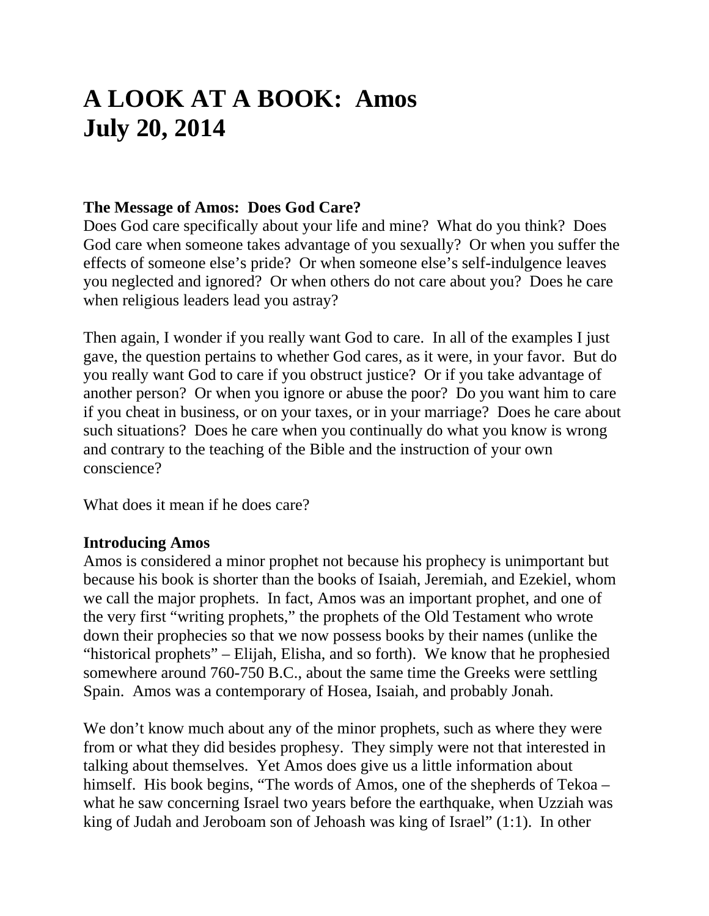# A LOOK AT A BOOK: Amos
# July 20, 2014

**The Message of Amos: Does God Care?**

Does God care specifically about your life and mine? What do you think? Does God care when someone takes advantage of you sexually? Or when you suffer the effects of someone else's pride? Or when someone else's self-indulgence leaves you neglected and ignored? Or when others do not care about you? Does he care when religious leaders lead you astray?

Then again, I wonder if you really want God to care. In all of the examples I just gave, the question pertains to whether God cares, as it were, in your favor. But do you really want God to care if you obstruct justice? Or if you take advantage of another person? Or when you ignore or abuse the poor? Do you want him to care if you cheat in business, or on your taxes, or in your marriage? Does he care about such situations? Does he care when you continually do what you know is wrong and contrary to the teaching of the Bible and the instruction of your own conscience?

What does it mean if he does care?

**Introducing Amos**

Amos is considered a minor prophet not because his prophecy is unimportant but because his book is shorter than the books of Isaiah, Jeremiah, and Ezekiel, whom we call the major prophets. In fact, Amos was an important prophet, and one of the very first "writing prophets," the prophets of the Old Testament who wrote down their prophecies so that we now possess books by their names (unlike the "historical prophets" – Elijah, Elisha, and so forth). We know that he prophesied somewhere around 760-750 B.C., about the same time the Greeks were settling Spain. Amos was a contemporary of Hosea, Isaiah, and probably Jonah.

We don't know much about any of the minor prophets, such as where they were from or what they did besides prophesy. They simply were not that interested in talking about themselves. Yet Amos does give us a little information about himself. His book begins, "The words of Amos, one of the shepherds of Tekoa – what he saw concerning Israel two years before the earthquake, when Uzziah was king of Judah and Jeroboam son of Jehoash was king of Israel" (1:1). In other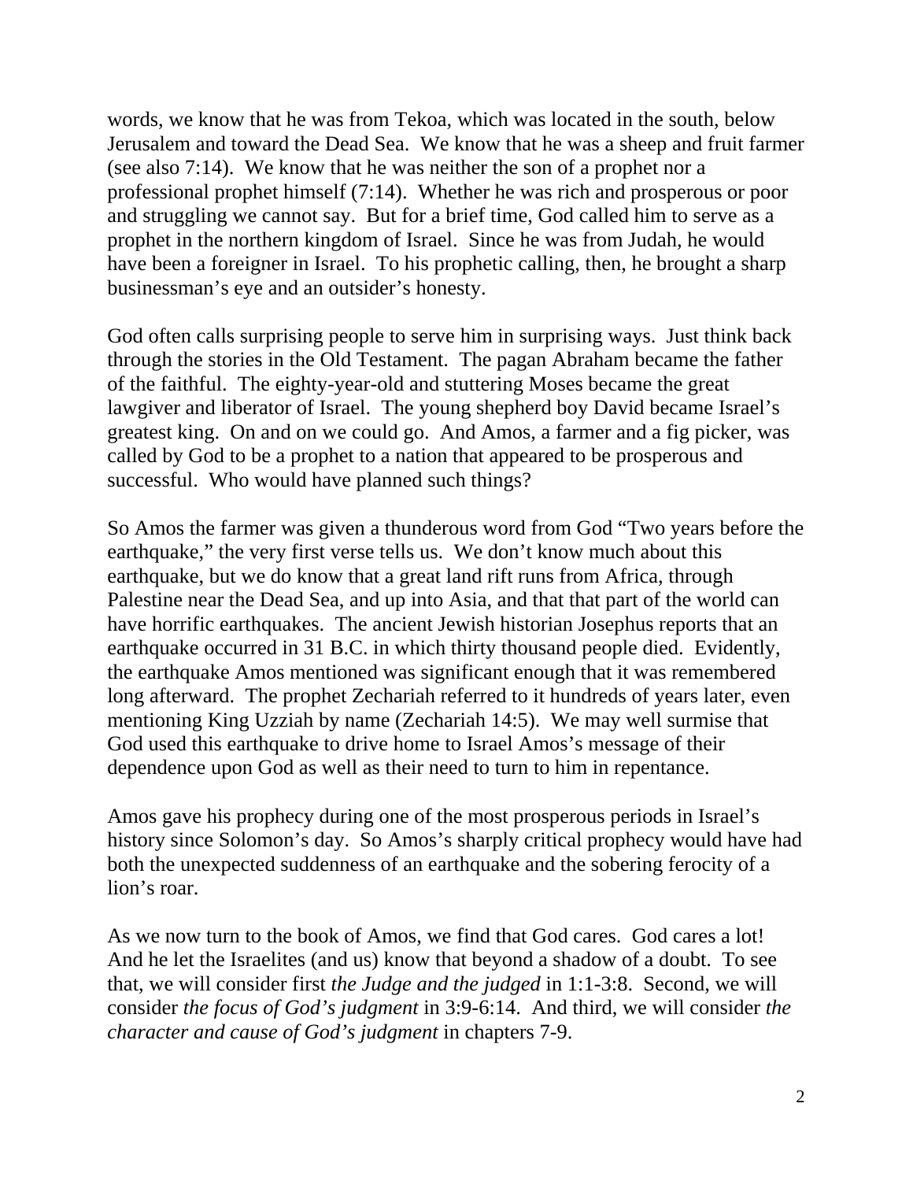words, we know that he was from Tekoa, which was located in the south, below Jerusalem and toward the Dead Sea. We know that he was a sheep and fruit farmer (see also 7:14). We know that he was neither the son of a prophet nor a professional prophet himself (7:14). Whether he was rich and prosperous or poor and struggling we cannot say. But for a brief time, God called him to serve as a prophet in the northern kingdom of Israel. Since he was from Judah, he would have been a foreigner in Israel. To his prophetic calling, then, he brought a sharp businessman's eye and an outsider's honesty.

God often calls surprising people to serve him in surprising ways. Just think back through the stories in the Old Testament. The pagan Abraham became the father of the faithful. The eighty-year-old and stuttering Moses became the great lawgiver and liberator of Israel. The young shepherd boy David became Israel's greatest king. On and on we could go. And Amos, a farmer and a fig picker, was called by God to be a prophet to a nation that appeared to be prosperous and successful. Who would have planned such things?

So Amos the farmer was given a thunderous word from God "Two years before the earthquake," the very first verse tells us. We don't know much about this earthquake, but we do know that a great land rift runs from Africa, through Palestine near the Dead Sea, and up into Asia, and that that part of the world can have horrific earthquakes. The ancient Jewish historian Josephus reports that an earthquake occurred in 31 B.C. in which thirty thousand people died. Evidently, the earthquake Amos mentioned was significant enough that it was remembered long afterward. The prophet Zechariah referred to it hundreds of years later, even mentioning King Uzziah by name (Zechariah 14:5). We may well surmise that God used this earthquake to drive home to Israel Amos's message of their dependence upon God as well as their need to turn to him in repentance.

Amos gave his prophecy during one of the most prosperous periods in Israel's history since Solomon's day. So Amos's sharply critical prophecy would have had both the unexpected suddenness of an earthquake and the sobering ferocity of a lion's roar.

As we now turn to the book of Amos, we find that God cares. God cares a lot! And he let the Israelites (and us) know that beyond a shadow of a doubt. To see that, we will consider first *the Judge and the judged* in 1:1-3:8. Second, we will consider *the focus of God's judgment* in 3:9-6:14. And third, we will consider *the character and cause of God's judgment* in chapters 7-9.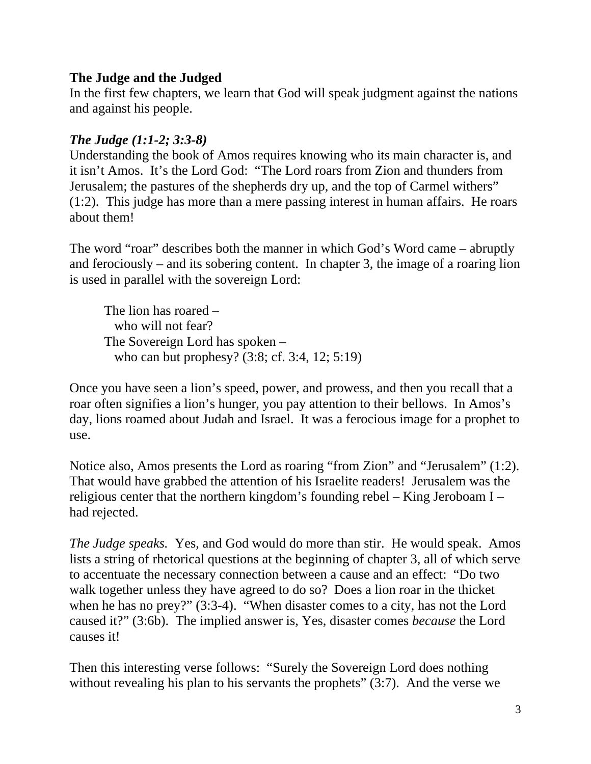**The Judge and the Judged**

In the first few chapters, we learn that God will speak judgment against the nations and against his people.

***The Judge (1:1-2; 3:3-8)***

Understanding the book of Amos requires knowing who its main character is, and it isn't Amos. It's the Lord God: "The Lord roars from Zion and thunders from Jerusalem; the pastures of the shepherds dry up, and the top of Carmel withers" (1:2). This judge has more than a mere passing interest in human affairs. He roars about them!

The word "roar" describes both the manner in which God's Word came – abruptly and ferociously – and its sobering content. In chapter 3, the image of a roaring lion is used in parallel with the sovereign Lord:

> The lion has roared –
> who will not fear?
> The Sovereign Lord has spoken –
> who can but prophesy? (3:8; cf. 3:4, 12; 5:19)

Once you have seen a lion's speed, power, and prowess, and then you recall that a roar often signifies a lion's hunger, you pay attention to their bellows. In Amos's day, lions roamed about Judah and Israel. It was a ferocious image for a prophet to use.

Notice also, Amos presents the Lord as roaring "from Zion" and "Jerusalem" (1:2). That would have grabbed the attention of his Israelite readers! Jerusalem was the religious center that the northern kingdom's founding rebel – King Jeroboam I – had rejected.

*The Judge speaks.* Yes, and God would do more than stir. He would speak. Amos lists a string of rhetorical questions at the beginning of chapter 3, all of which serve to accentuate the necessary connection between a cause and an effect: "Do two walk together unless they have agreed to do so? Does a lion roar in the thicket when he has no prey?" (3:3-4). "When disaster comes to a city, has not the Lord caused it?" (3:6b). The implied answer is, Yes, disaster comes *because* the Lord causes it!

Then this interesting verse follows: "Surely the Sovereign Lord does nothing without revealing his plan to his servants the prophets" (3:7). And the verse we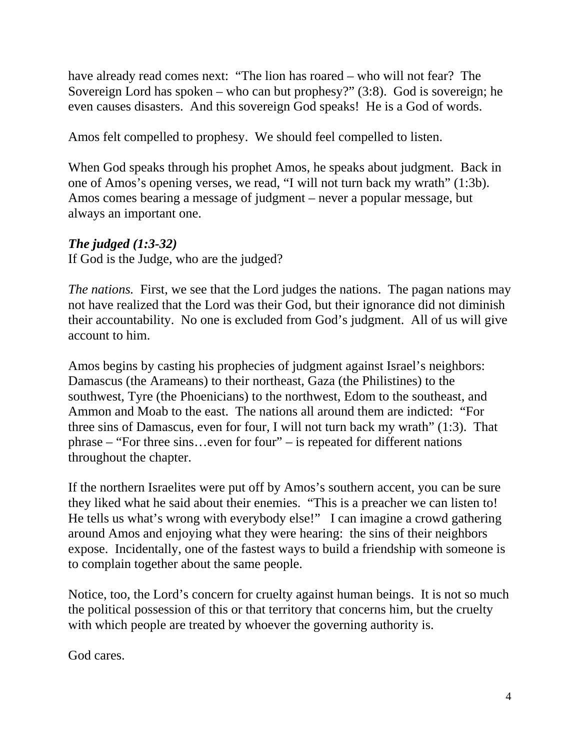have already read comes next: "The lion has roared – who will not fear? The Sovereign Lord has spoken – who can but prophesy?" (3:8). God is sovereign; he even causes disasters. And this sovereign God speaks! He is a God of words.

Amos felt compelled to prophesy. We should feel compelled to listen.

When God speaks through his prophet Amos, he speaks about judgment. Back in one of Amos's opening verses, we read, "I will not turn back my wrath" (1:3b). Amos comes bearing a message of judgment – never a popular message, but always an important one.

***The judged (1:3-32)***

If God is the Judge, who are the judged?

*The nations.* First, we see that the Lord judges the nations. The pagan nations may not have realized that the Lord was their God, but their ignorance did not diminish their accountability. No one is excluded from God's judgment. All of us will give account to him.

Amos begins by casting his prophecies of judgment against Israel's neighbors: Damascus (the Arameans) to their northeast, Gaza (the Philistines) to the southwest, Tyre (the Phoenicians) to the northwest, Edom to the southeast, and Ammon and Moab to the east. The nations all around them are indicted: "For three sins of Damascus, even for four, I will not turn back my wrath" (1:3). That phrase – "For three sins…even for four" – is repeated for different nations throughout the chapter.

If the northern Israelites were put off by Amos's southern accent, you can be sure they liked what he said about their enemies. "This is a preacher we can listen to! He tells us what's wrong with everybody else!" I can imagine a crowd gathering around Amos and enjoying what they were hearing: the sins of their neighbors expose. Incidentally, one of the fastest ways to build a friendship with someone is to complain together about the same people.

Notice, too, the Lord's concern for cruelty against human beings. It is not so much the political possession of this or that territory that concerns him, but the cruelty with which people are treated by whoever the governing authority is.

God cares.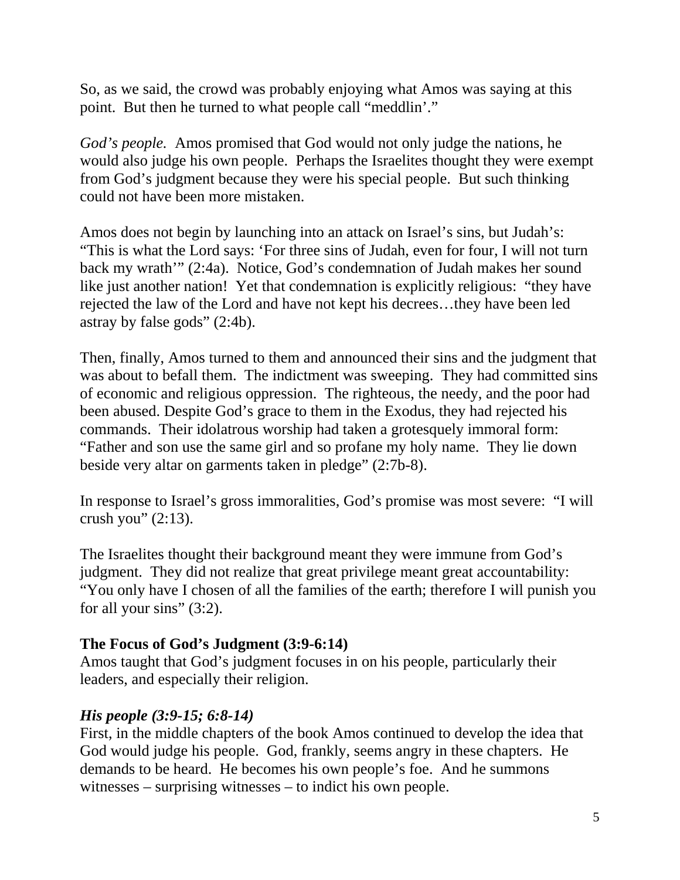So, as we said, the crowd was probably enjoying what Amos was saying at this point. But then he turned to what people call "meddlin'."

*God's people.* Amos promised that God would not only judge the nations, he would also judge his own people. Perhaps the Israelites thought they were exempt from God's judgment because they were his special people. But such thinking could not have been more mistaken.

Amos does not begin by launching into an attack on Israel's sins, but Judah's: "This is what the Lord says: 'For three sins of Judah, even for four, I will not turn back my wrath'" (2:4a). Notice, God's condemnation of Judah makes her sound like just another nation! Yet that condemnation is explicitly religious: "they have rejected the law of the Lord and have not kept his decrees…they have been led astray by false gods" (2:4b).

Then, finally, Amos turned to them and announced their sins and the judgment that was about to befall them. The indictment was sweeping. They had committed sins of economic and religious oppression. The righteous, the needy, and the poor had been abused. Despite God's grace to them in the Exodus, they had rejected his commands. Their idolatrous worship had taken a grotesquely immoral form: "Father and son use the same girl and so profane my holy name. They lie down beside very altar on garments taken in pledge" (2:7b-8).

In response to Israel's gross immoralities, God's promise was most severe: "I will crush you" (2:13).

The Israelites thought their background meant they were immune from God's judgment. They did not realize that great privilege meant great accountability: "You only have I chosen of all the families of the earth; therefore I will punish you for all your sins" (3:2).

### The Focus of God's Judgment (3:9-6:14)

Amos taught that God's judgment focuses in on his people, particularly their leaders, and especially their religion.

#### *His people (3:9-15; 6:8-14)*

First, in the middle chapters of the book Amos continued to develop the idea that God would judge his people. God, frankly, seems angry in these chapters. He demands to be heard. He becomes his own people's foe. And he summons witnesses – surprising witnesses – to indict his own people.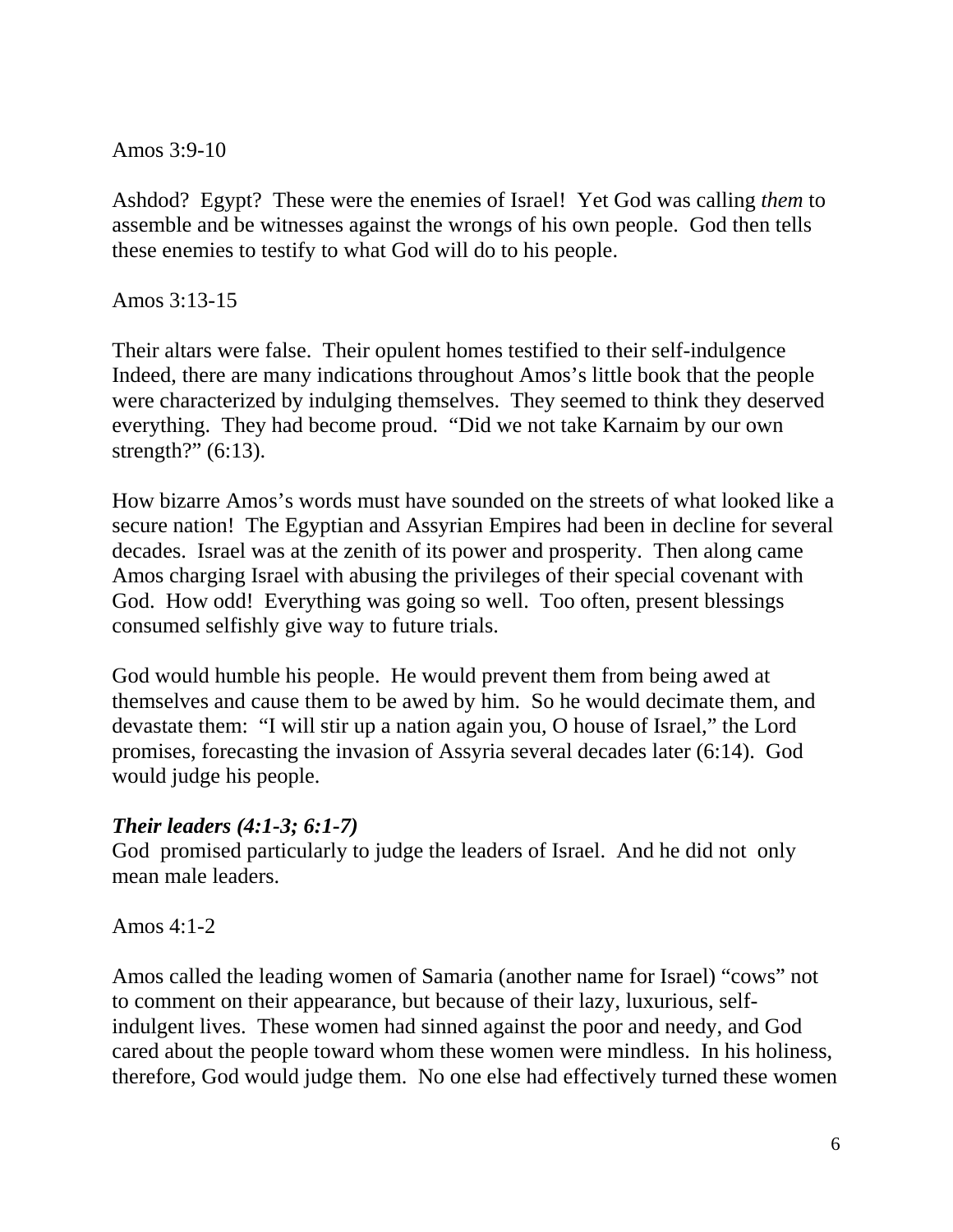Amos 3:9-10

Ashdod? Egypt? These were the enemies of Israel! Yet God was calling *them* to assemble and be witnesses against the wrongs of his own people. God then tells these enemies to testify to what God will do to his people.

Amos 3:13-15

Their altars were false. Their opulent homes testified to their self-indulgence Indeed, there are many indications throughout Amos's little book that the people were characterized by indulging themselves. They seemed to think they deserved everything. They had become proud. "Did we not take Karnaim by our own strength?" (6:13).

How bizarre Amos's words must have sounded on the streets of what looked like a secure nation! The Egyptian and Assyrian Empires had been in decline for several decades. Israel was at the zenith of its power and prosperity. Then along came Amos charging Israel with abusing the privileges of their special covenant with God. How odd! Everything was going so well. Too often, present blessings consumed selfishly give way to future trials.

God would humble his people. He would prevent them from being awed at themselves and cause them to be awed by him. So he would decimate them, and devastate them: "I will stir up a nation again you, O house of Israel," the Lord promises, forecasting the invasion of Assyria several decades later (6:14). God would judge his people.

***Their leaders (4:1-3; 6:1-7)***

God promised particularly to judge the leaders of Israel. And he did not only mean male leaders.

Amos 4:1-2

Amos called the leading women of Samaria (another name for Israel) "cows" not to comment on their appearance, but because of their lazy, luxurious, self-indulgent lives. These women had sinned against the poor and needy, and God cared about the people toward whom these women were mindless. In his holiness, therefore, God would judge them. No one else had effectively turned these women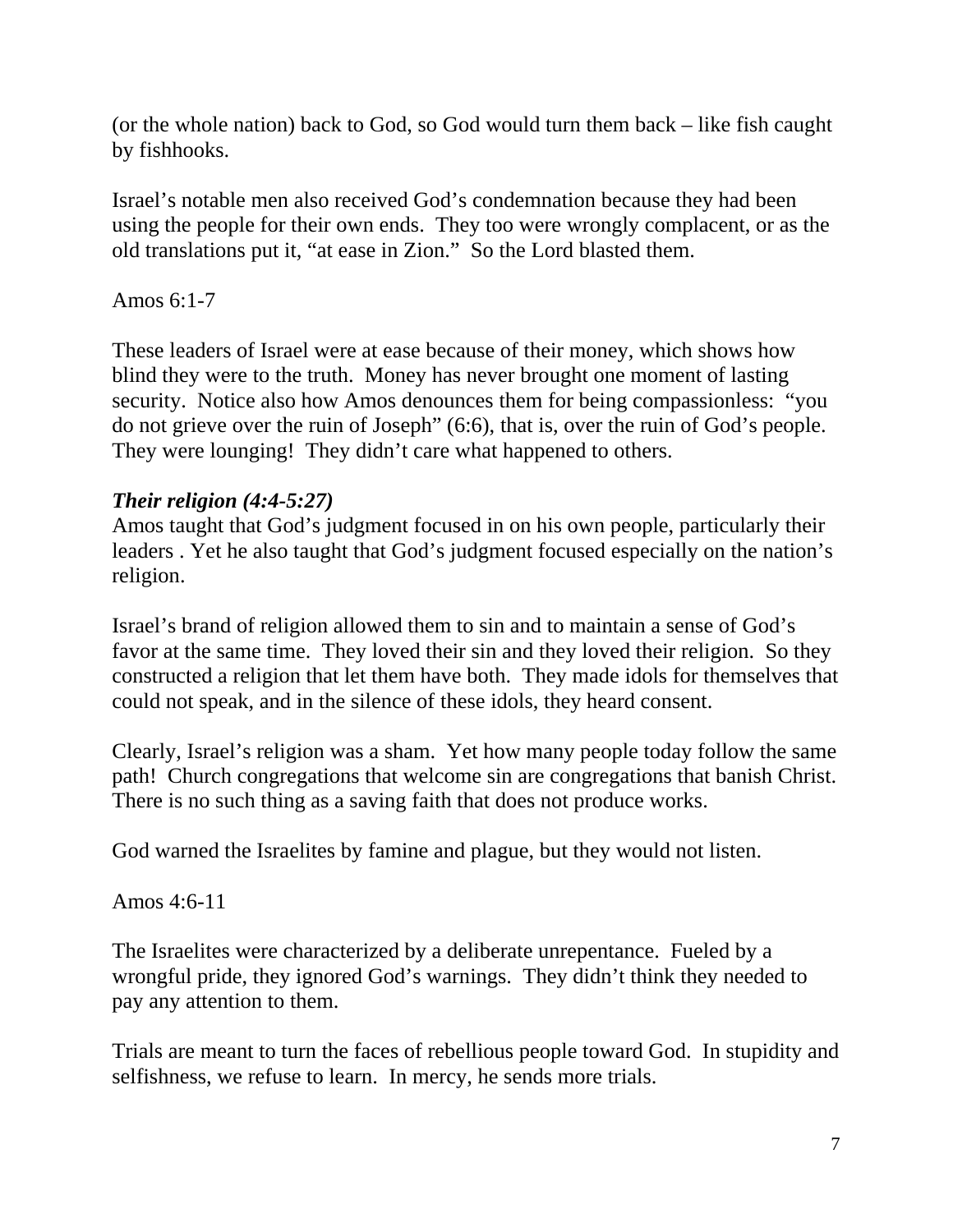(or the whole nation) back to God, so God would turn them back – like fish caught by fishhooks.

Israel's notable men also received God's condemnation because they had been using the people for their own ends. They too were wrongly complacent, or as the old translations put it, "at ease in Zion." So the Lord blasted them.

Amos 6:1-7

These leaders of Israel were at ease because of their money, which shows how blind they were to the truth. Money has never brought one moment of lasting security. Notice also how Amos denounces them for being compassionless: "you do not grieve over the ruin of Joseph" (6:6), that is, over the ruin of God's people. They were lounging! They didn't care what happened to others.

***Their religion (4:4-5:27)***

Amos taught that God's judgment focused in on his own people, particularly their leaders . Yet he also taught that God's judgment focused especially on the nation's religion.

Israel's brand of religion allowed them to sin and to maintain a sense of God's favor at the same time. They loved their sin and they loved their religion. So they constructed a religion that let them have both. They made idols for themselves that could not speak, and in the silence of these idols, they heard consent.

Clearly, Israel's religion was a sham. Yet how many people today follow the same path! Church congregations that welcome sin are congregations that banish Christ. There is no such thing as a saving faith that does not produce works.

God warned the Israelites by famine and plague, but they would not listen.

Amos 4:6-11

The Israelites were characterized by a deliberate unrepentance. Fueled by a wrongful pride, they ignored God's warnings. They didn't think they needed to pay any attention to them.

Trials are meant to turn the faces of rebellious people toward God. In stupidity and selfishness, we refuse to learn. In mercy, he sends more trials.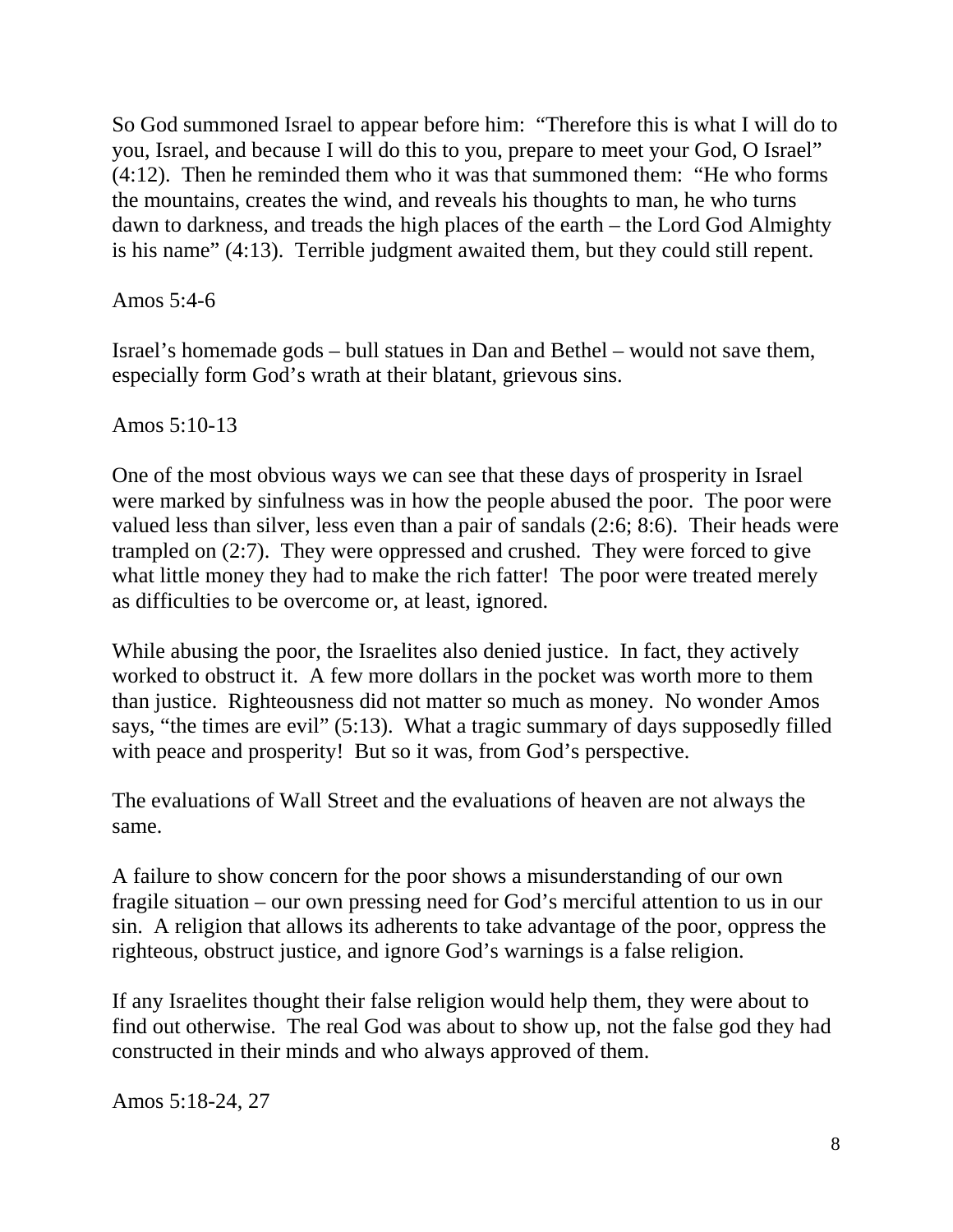So God summoned Israel to appear before him: "Therefore this is what I will do to you, Israel, and because I will do this to you, prepare to meet your God, O Israel" (4:12). Then he reminded them who it was that summoned them: "He who forms the mountains, creates the wind, and reveals his thoughts to man, he who turns dawn to darkness, and treads the high places of the earth – the Lord God Almighty is his name" (4:13). Terrible judgment awaited them, but they could still repent.

Amos 5:4-6

Israel's homemade gods – bull statues in Dan and Bethel – would not save them, especially form God's wrath at their blatant, grievous sins.

Amos 5:10-13

One of the most obvious ways we can see that these days of prosperity in Israel were marked by sinfulness was in how the people abused the poor. The poor were valued less than silver, less even than a pair of sandals (2:6; 8:6). Their heads were trampled on (2:7). They were oppressed and crushed. They were forced to give what little money they had to make the rich fatter! The poor were treated merely as difficulties to be overcome or, at least, ignored.

While abusing the poor, the Israelites also denied justice. In fact, they actively worked to obstruct it. A few more dollars in the pocket was worth more to them than justice. Righteousness did not matter so much as money. No wonder Amos says, "the times are evil" (5:13). What a tragic summary of days supposedly filled with peace and prosperity! But so it was, from God's perspective.

The evaluations of Wall Street and the evaluations of heaven are not always the same.

A failure to show concern for the poor shows a misunderstanding of our own fragile situation – our own pressing need for God's merciful attention to us in our sin. A religion that allows its adherents to take advantage of the poor, oppress the righteous, obstruct justice, and ignore God's warnings is a false religion.

If any Israelites thought their false religion would help them, they were about to find out otherwise. The real God was about to show up, not the false god they had constructed in their minds and who always approved of them.

Amos 5:18-24, 27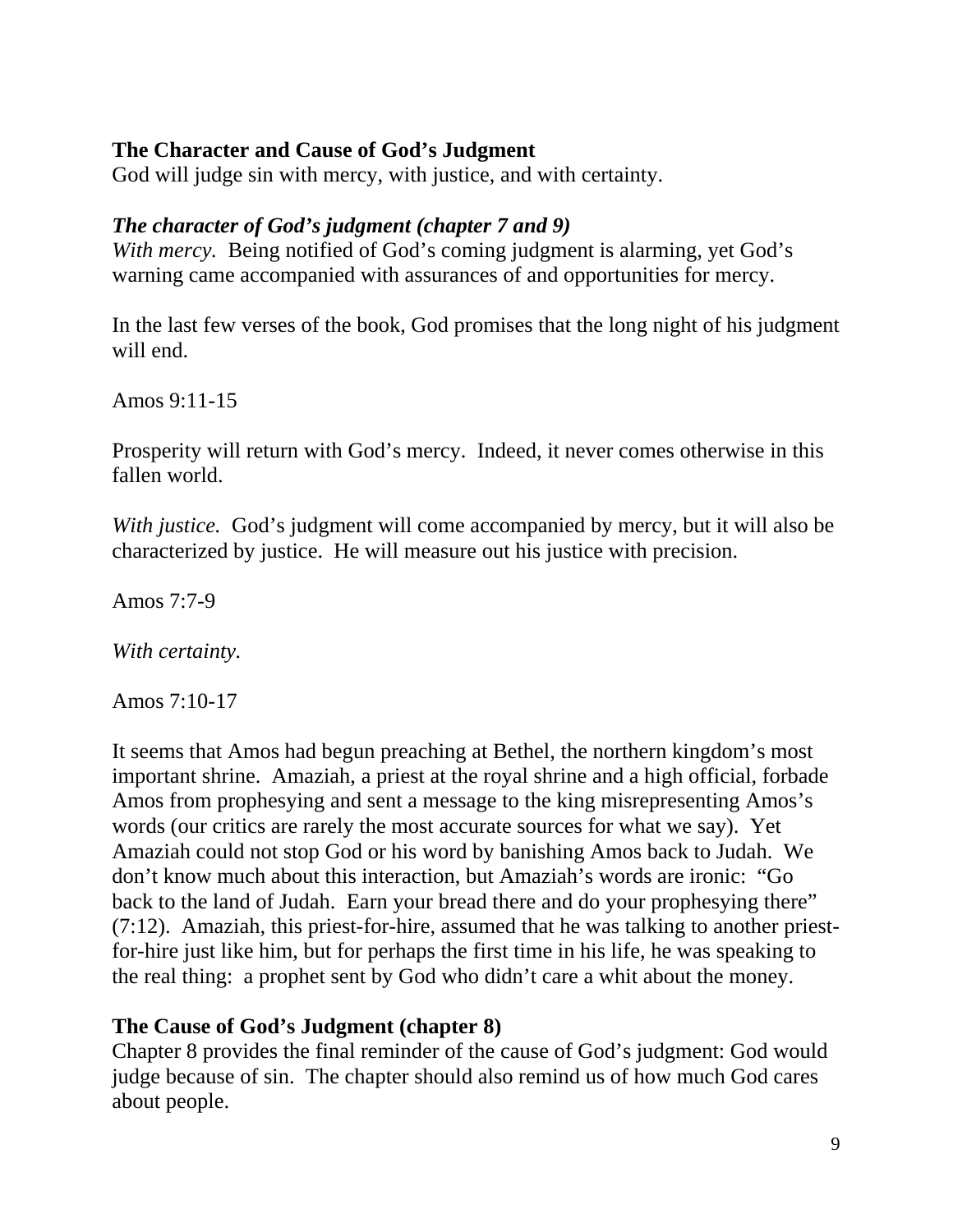## The Character and Cause of God's Judgment

God will judge sin with mercy, with justice, and with certainty.

### *The character of God's judgment (chapter 7 and 9)*

*With mercy.* Being notified of God's coming judgment is alarming, yet God's warning came accompanied with assurances of and opportunities for mercy.

In the last few verses of the book, God promises that the long night of his judgment will end.

Amos 9:11-15

Prosperity will return with God's mercy. Indeed, it never comes otherwise in this fallen world.

*With justice.* God's judgment will come accompanied by mercy, but it will also be characterized by justice. He will measure out his justice with precision.

Amos 7:7-9

*With certainty.*

Amos 7:10-17

It seems that Amos had begun preaching at Bethel, the northern kingdom's most important shrine. Amaziah, a priest at the royal shrine and a high official, forbade Amos from prophesying and sent a message to the king misrepresenting Amos's words (our critics are rarely the most accurate sources for what we say). Yet Amaziah could not stop God or his word by banishing Amos back to Judah. We don't know much about this interaction, but Amaziah's words are ironic: "Go back to the land of Judah. Earn your bread there and do your prophesying there" (7:12). Amaziah, this priest-for-hire, assumed that he was talking to another priest-for-hire just like him, but for perhaps the first time in his life, he was speaking to the real thing: a prophet sent by God who didn't care a whit about the money.

## The Cause of God's Judgment (chapter 8)

Chapter 8 provides the final reminder of the cause of God's judgment: God would judge because of sin. The chapter should also remind us of how much God cares about people.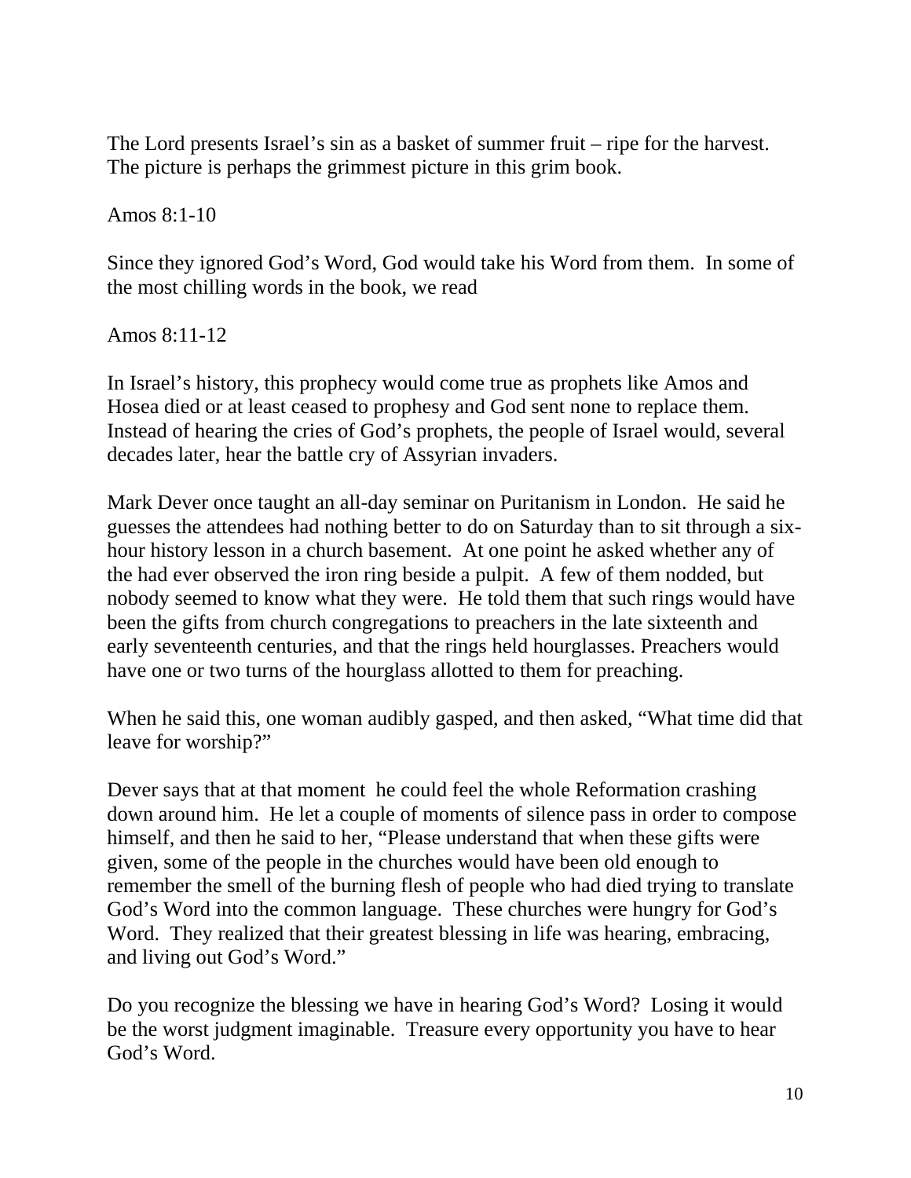The Lord presents Israel's sin as a basket of summer fruit – ripe for the harvest. The picture is perhaps the grimmest picture in this grim book.

Amos 8:1-10

Since they ignored God's Word, God would take his Word from them. In some of the most chilling words in the book, we read

Amos 8:11-12

In Israel's history, this prophecy would come true as prophets like Amos and Hosea died or at least ceased to prophesy and God sent none to replace them. Instead of hearing the cries of God's prophets, the people of Israel would, several decades later, hear the battle cry of Assyrian invaders.

Mark Dever once taught an all-day seminar on Puritanism in London. He said he guesses the attendees had nothing better to do on Saturday than to sit through a six-hour history lesson in a church basement. At one point he asked whether any of the had ever observed the iron ring beside a pulpit. A few of them nodded, but nobody seemed to know what they were. He told them that such rings would have been the gifts from church congregations to preachers in the late sixteenth and early seventeenth centuries, and that the rings held hourglasses. Preachers would have one or two turns of the hourglass allotted to them for preaching.

When he said this, one woman audibly gasped, and then asked, "What time did that leave for worship?"

Dever says that at that moment he could feel the whole Reformation crashing down around him. He let a couple of moments of silence pass in order to compose himself, and then he said to her, "Please understand that when these gifts were given, some of the people in the churches would have been old enough to remember the smell of the burning flesh of people who had died trying to translate God's Word into the common language. These churches were hungry for God's Word. They realized that their greatest blessing in life was hearing, embracing, and living out God's Word."

Do you recognize the blessing we have in hearing God's Word? Losing it would be the worst judgment imaginable. Treasure every opportunity you have to hear God's Word.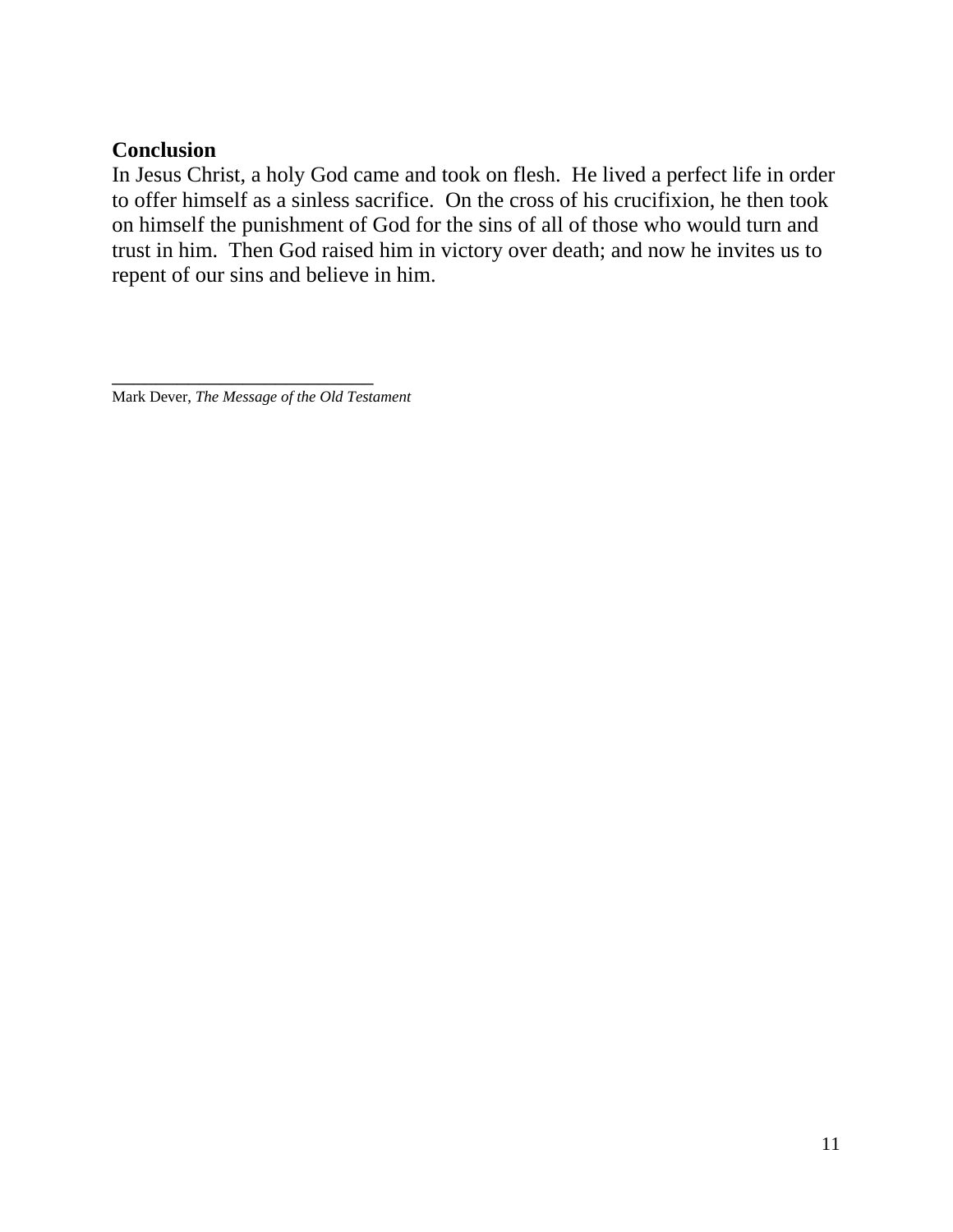**Conclusion**

In Jesus Christ, a holy God came and took on flesh. He lived a perfect life in order to offer himself as a sinless sacrifice. On the cross of his crucifixion, he then took on himself the punishment of God for the sins of all of those who would turn and trust in him. Then God raised him in victory over death; and now he invites us to repent of our sins and believe in him.

---

Mark Dever, *The Message of the Old Testament*